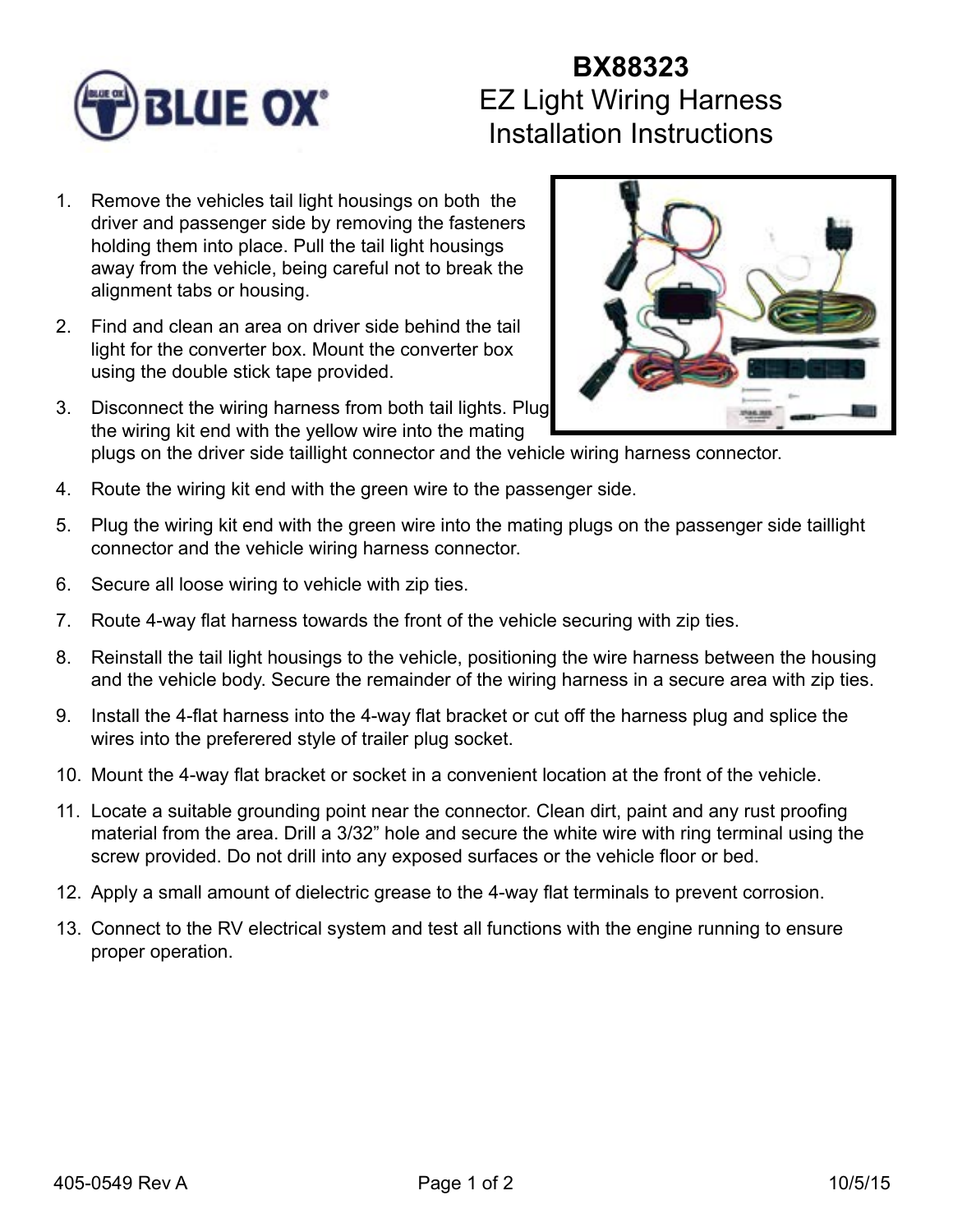# BX88323
## EZ Light Wiring Harness Installation Instructions

1. Remove the vehicles tail light housings on both the driver and passenger side by removing the fasteners holding them into place. Pull the tail light housings away from the vehicle, being careful not to break the alignment tabs or housing.
2. Find and clean an area on driver side behind the tail light for the converter box. Mount the converter box using the double stick tape provided.
3. Disconnect the wiring harness from both tail lights. Plug the wiring kit end with the yellow wire into the mating plugs on the driver side taillight connector and the vehicle wiring harness connector.
4. Route the wiring kit end with the green wire to the passenger side.
5. Plug the wiring kit end with the green wire into the mating plugs on the passenger side taillight connector and the vehicle wiring harness connector.
6. Secure all loose wiring to vehicle with zip ties.
7. Route 4-way flat harness towards the front of the vehicle securing with zip ties.
8. Reinstall the tail light housings to the vehicle, positioning the wire harness between the housing and the vehicle body. Secure the remainder of the wiring harness in a secure area with zip ties.
9. Install the 4-flat harness into the 4-way flat bracket or cut off the harness plug and splice the wires into the preferered style of trailer plug socket.
10. Mount the 4-way flat bracket or socket in a convenient location at the front of the vehicle.
11. Locate a suitable grounding point near the connector. Clean dirt, paint and any rust proofing material from the area. Drill a 3/32" hole and secure the white wire with ring terminal using the screw provided. Do not drill into any exposed surfaces or the vehicle floor or bed.
12. Apply a small amount of dielectric grease to the 4-way flat terminals to prevent corrosion.
13. Connect to the RV electrical system and test all functions with the engine running to ensure proper operation.

405-0549 Rev A 10/5/15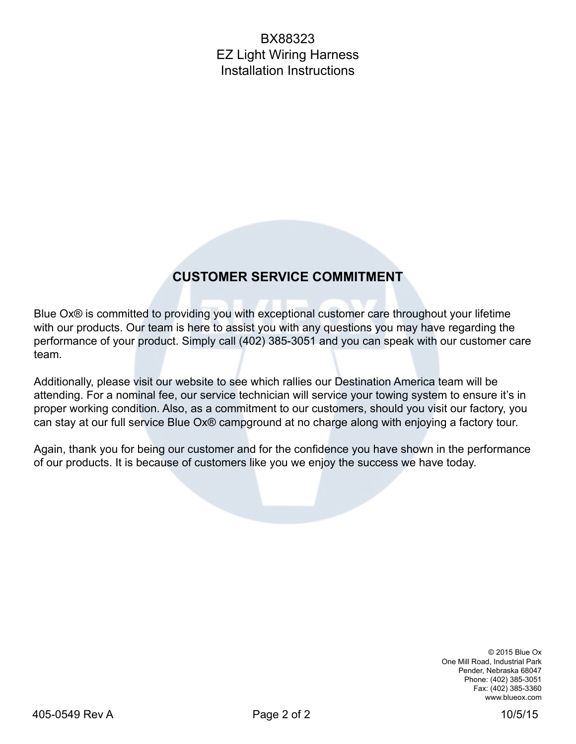# CUSTOMER SERVICE COMMITMENT

Blue Ox® is committed to providing you with exceptional customer care throughout your lifetime with our products. Our team is here to assist you with any questions you may have regarding the performance of your product. Simply call (402) 385-3051 and you can speak with our customer care team.

Additionally, please visit our website to see which rallies our Destination America team will be attending. For a nominal fee, our service technician will service your towing system to ensure it's in proper working condition. Also, as a commitment to our customers, should you visit our factory, you can stay at our full service Blue Ox® campground at no charge along with enjoying a factory tour.

Again, thank you for being our customer and for the confidence you have shown in the performance of our products. It is because of customers like you we enjoy the success we have today.

© 2015 Blue Ox
One Mill Road, Industrial Park
Pender, Nebraska 68047
Phone: (402) 385-3051
Fax: (402) 385-3360
www.blueox.com